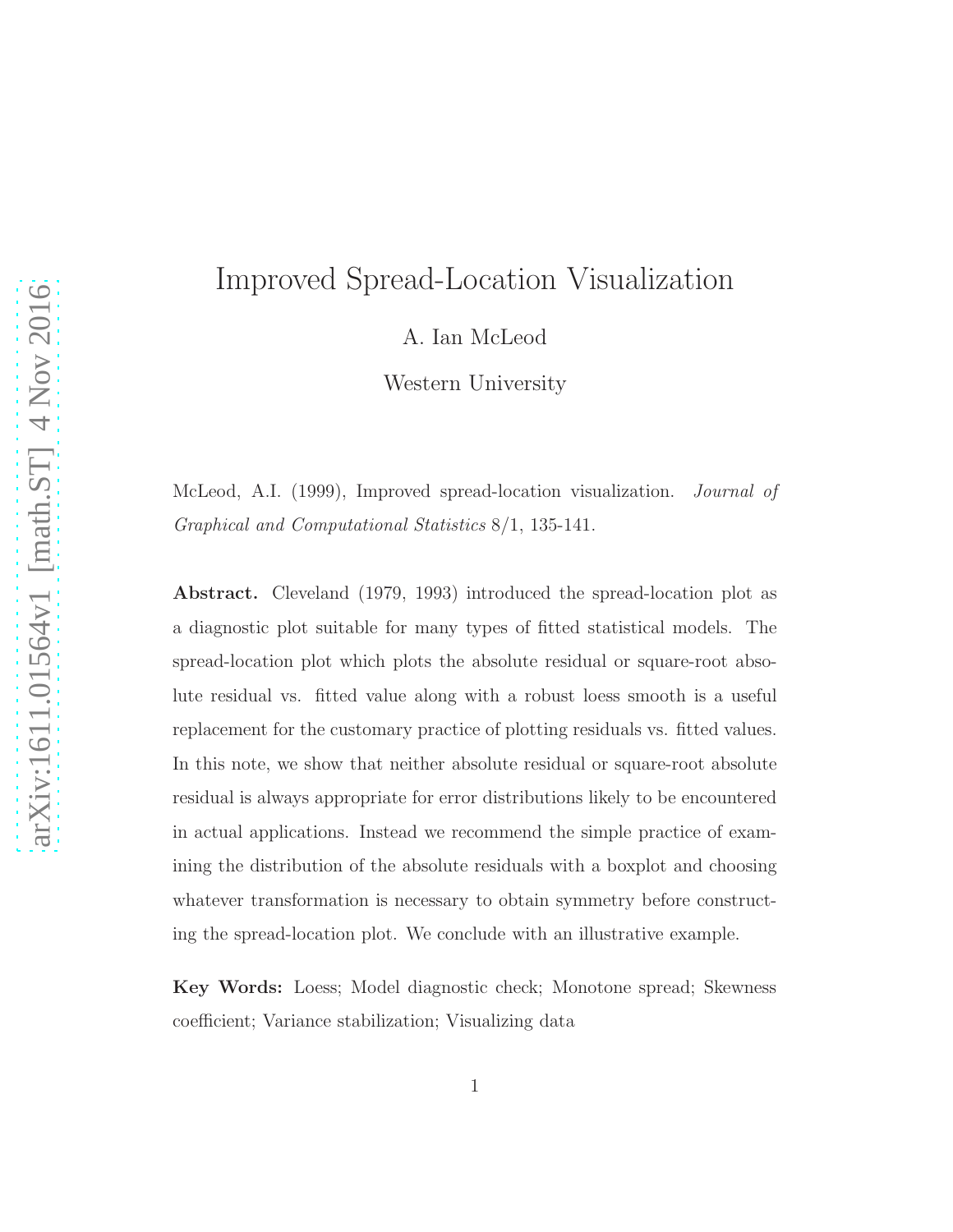# Improved Spread-Location Visualization

A. Ian McLeod

Western University

McLeod, A.I. (1999), Improved spread-location visualization. *Journal of Graphical and Computational Statistics* 8/1, 135-141.

**Abstract.** Cleveland (1979, 1993) introduced the spread-location plot as a diagnostic plot suitable for many types of fitted statistical models. The spread-location plot which plots the absolute residual or square-root absolute residual vs. fitted value along with a robust loess smooth is a useful replacement for the customary practice of plotting residuals vs. fitted values. In this note, we show that neither absolute residual or square-root absolute residual is always appropriate for error distributions likely to be encountered in actual applications. Instead we recommend the simple practice of examining the distribution of the absolute residuals with a boxplot and choosing whatever transformation is necessary to obtain symmetry before constructing the spread-location plot. We conclude with an illustrative example.

**Key Words:** Loess; Model diagnostic check; Monotone spread; Skewness coefficient; Variance stabilization; Visualizing data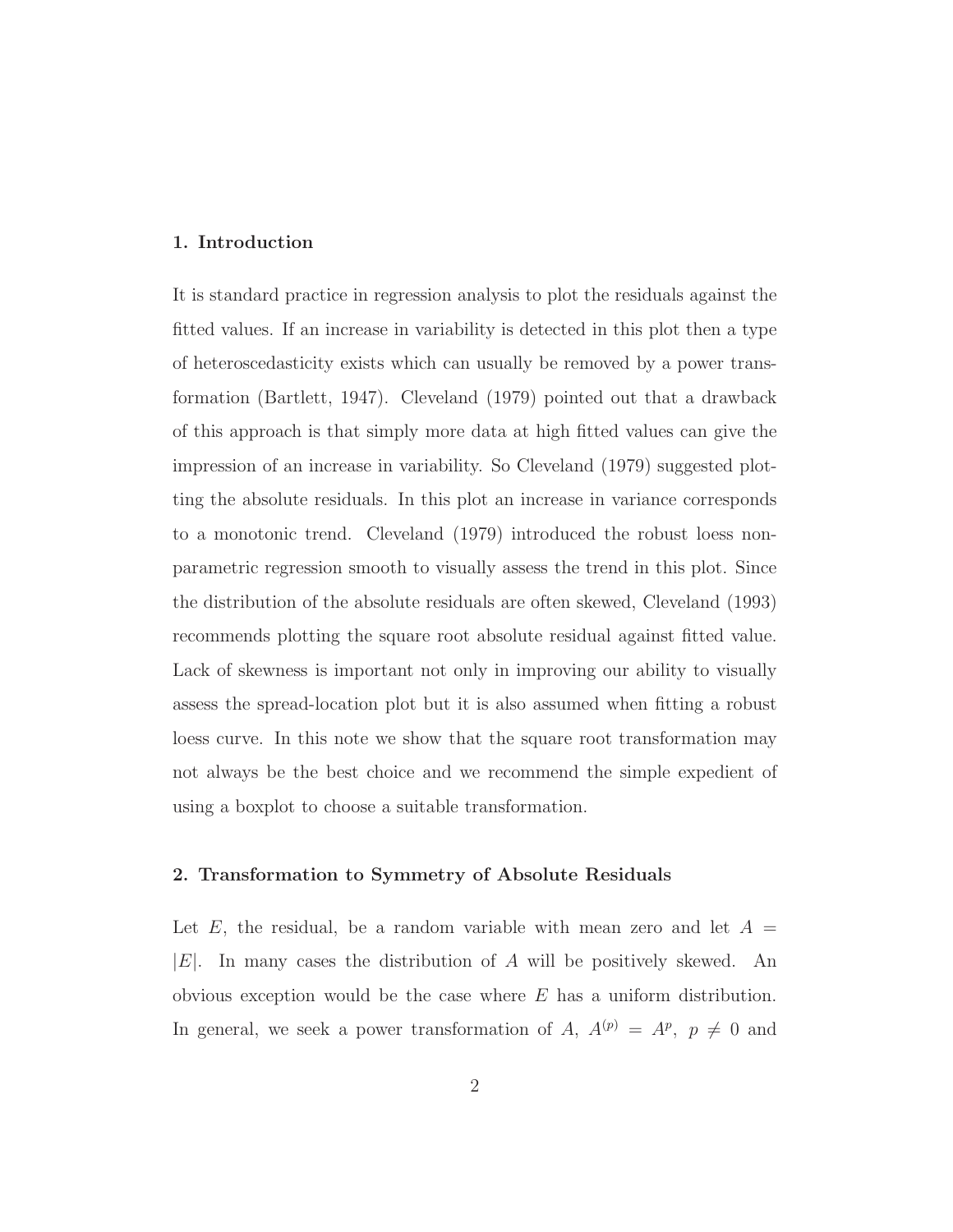## 1. Introduction

It is standard practice in regression analysis to plot the residuals against the fitted values. If an increase in variability is detected in this plot then a type of heteroscedasticity exists which can usually be removed by a power transformation (Bartlett, 1947). Cleveland (1979) pointed out that a drawback of this approach is that simply more data at high fitted values can give the impression of an increase in variability. So Cleveland (1979) suggested plotting the absolute residuals. In this plot an increase in variance corresponds to a monotonic trend. Cleveland (1979) introduced the robust loess nonparametric regression smooth to visually assess the trend in this plot. Since the distribution of the absolute residuals are often skewed, Cleveland (1993) recommends plotting the square root absolute residual against fitted value. Lack of skewness is important not only in improving our ability to visually assess the spread-location plot but it is also assumed when fitting a robust loess curve. In this note we show that the square root transformation may not always be the best choice and we recommend the simple expedient of using a boxplot to choose a suitable transformation.

## 2. Transformation to Symmetry of Absolute Residuals

Let $E$, the residual, be a random variable with mean zero and let $A = |E|$. In many cases the distribution of $A$ will be positively skewed. An obvious exception would be the case where $E$ has a uniform distribution. In general, we seek a power transformation of $A$, $A^{(p)} = A^p,\ p \neq 0$ and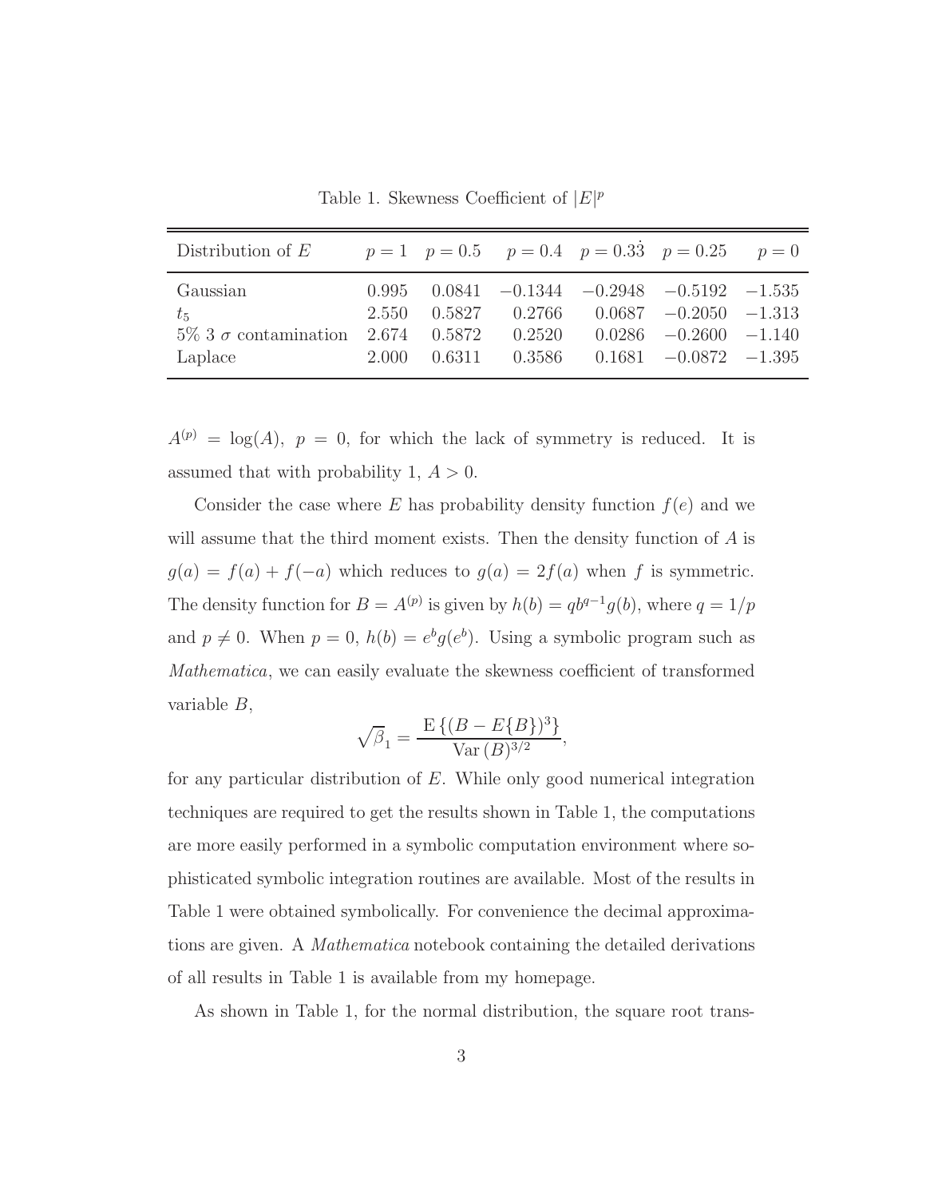Table 1. Skewness Coefficient of $|E|^p$

| Distribution of $E$ | $p = 1$ | $p = 0.5$ | $p = 0.4$ | $p = 0.3\dot{3}$ | $p = 0.25$ | $p = 0$ |
|---|---|---|---|---|---|---|
| Gaussian | 0.995 | 0.0841 | $-0.1344$ | $-0.2948$ | $-0.5192$ | $-1.535$ |
| $t_5$ | 2.550 | 0.5827 | 0.2766 | 0.0687 | $-0.2050$ | $-1.313$ |
| 5% 3 $\sigma$ contamination | 2.674 | 0.5872 | 0.2520 | 0.0286 | $-0.2600$ | $-1.140$ |
| Laplace | 2.000 | 0.6311 | 0.3586 | 0.1681 | $-0.0872$ | $-1.395$ |

$A^{(p)} = \log(A),\ p = 0$, for which the lack of symmetry is reduced. It is assumed that with probability 1, $A > 0$.

Consider the case where $E$ has probability density function $f(e)$ and we will assume that the third moment exists. Then the density function of $A$ is $g(a) = f(a) + f(-a)$ which reduces to $g(a) = 2f(a)$ when $f$ is symmetric. The density function for $B = A^{(p)}$ is given by $h(b) = qb^{q-1}g(b)$, where $q = 1/p$ and $p \neq 0$. When $p = 0$, $h(b) = e^b g(e^b)$. Using a symbolic program such as *Mathematica*, we can easily evaluate the skewness coefficient of transformed variable $B$,

$$\sqrt{\beta}_1 = \frac{\mathrm{E}\left\{(B - E\{B\})^3\right\}}{\mathrm{Var}\,(B)^{3/2}},$$

for any particular distribution of $E$. While only good numerical integration techniques are required to get the results shown in Table 1, the computations are more easily performed in a symbolic computation environment where sophisticated symbolic integration routines are available. Most of the results in Table 1 were obtained symbolically. For convenience the decimal approximations are given. A *Mathematica* notebook containing the detailed derivations of all results in Table 1 is available from my homepage.

As shown in Table 1, for the normal distribution, the square root trans-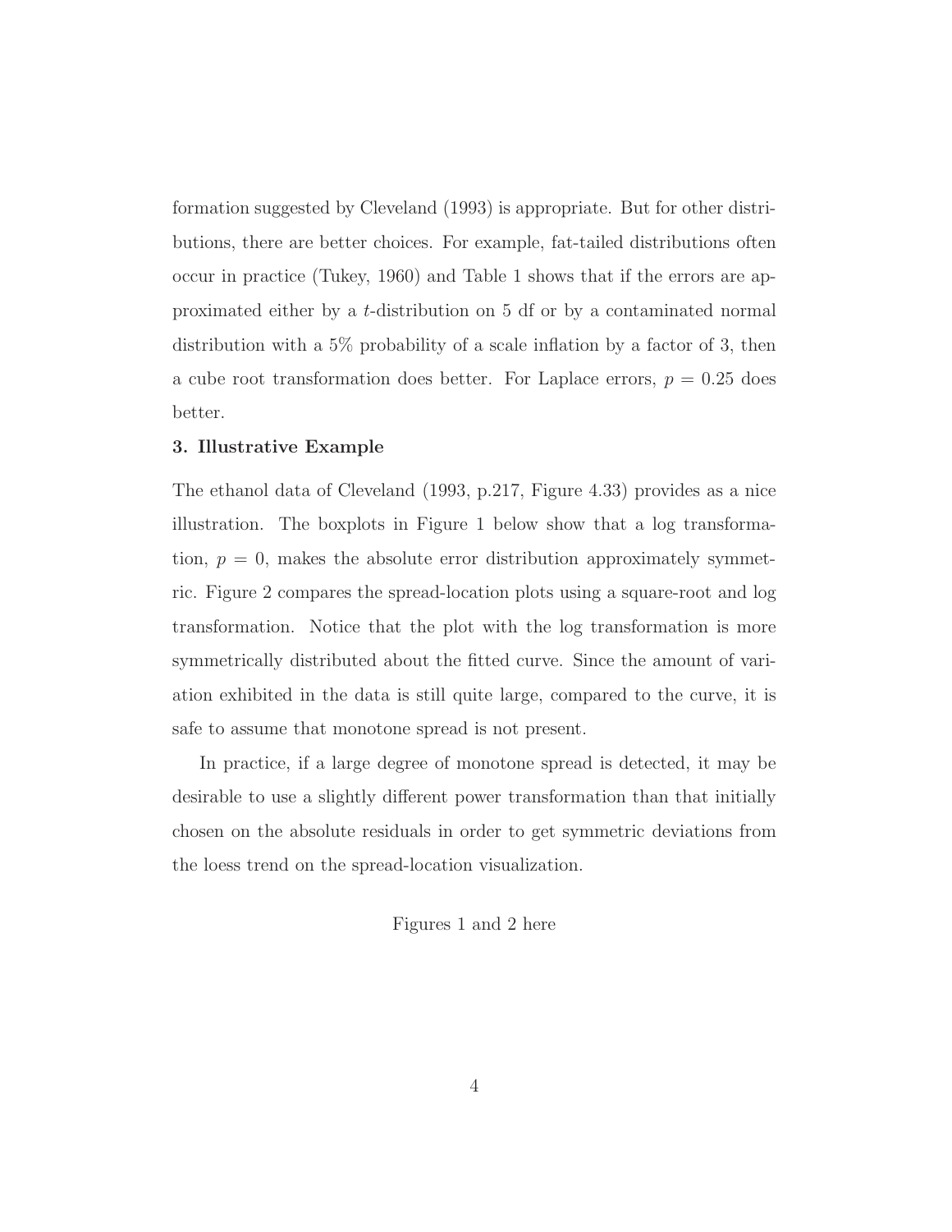formation suggested by Cleveland (1993) is appropriate. But for other distributions, there are better choices. For example, fat-tailed distributions often occur in practice (Tukey, 1960) and Table 1 shows that if the errors are approximated either by a $t$-distribution on 5 df or by a contaminated normal distribution with a 5% probability of a scale inflation by a factor of 3, then a cube root transformation does better. For Laplace errors, $p = 0.25$ does better.

**3. Illustrative Example**

The ethanol data of Cleveland (1993, p.217, Figure 4.33) provides as a nice illustration. The boxplots in Figure 1 below show that a log transformation, $p = 0$, makes the absolute error distribution approximately symmetric. Figure 2 compares the spread-location plots using a square-root and log transformation. Notice that the plot with the log transformation is more symmetrically distributed about the fitted curve. Since the amount of variation exhibited in the data is still quite large, compared to the curve, it is safe to assume that monotone spread is not present.

In practice, if a large degree of monotone spread is detected, it may be desirable to use a slightly different power transformation than that initially chosen on the absolute residuals in order to get symmetric deviations from the loess trend on the spread-location visualization.

Figures 1 and 2 here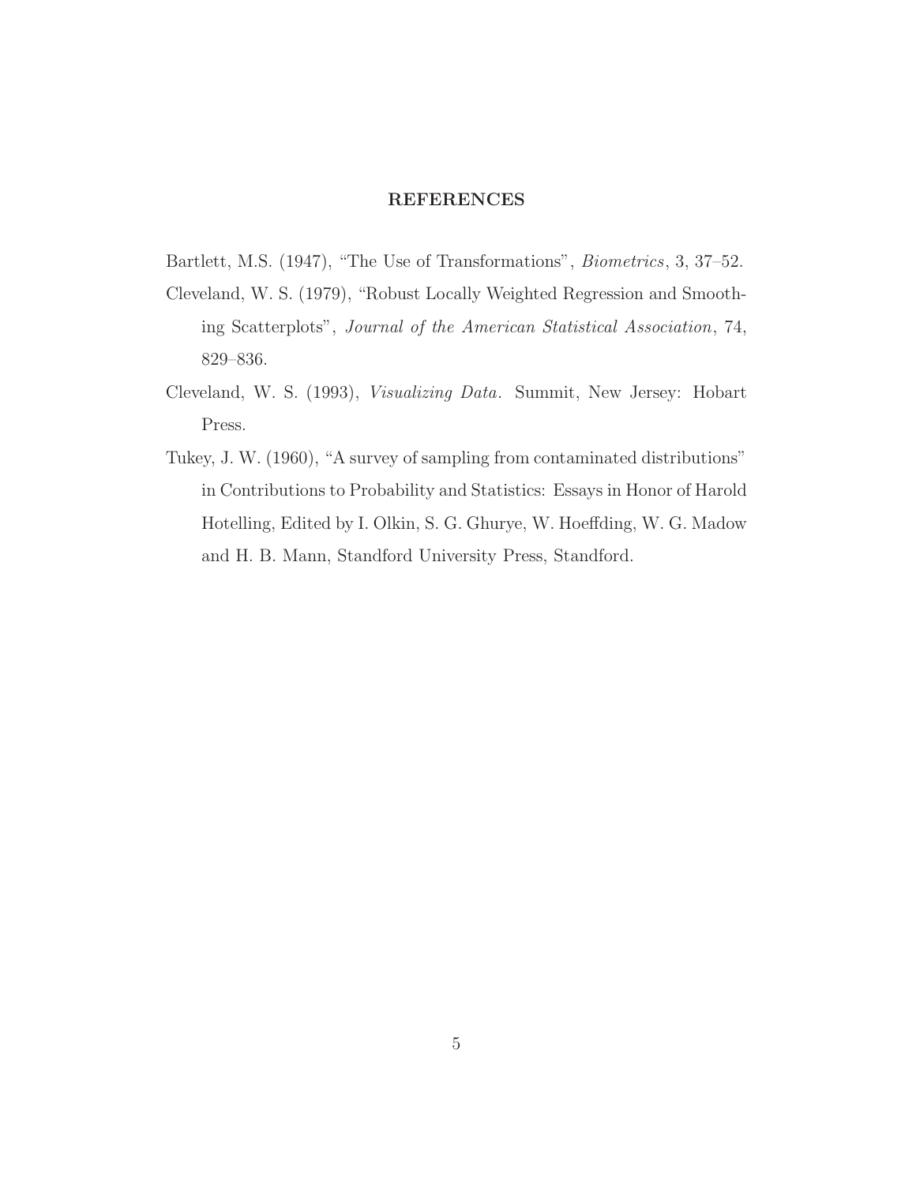## REFERENCES

Bartlett, M.S. (1947), "The Use of Transformations", *Biometrics*, 3, 37–52.

Cleveland, W. S. (1979), "Robust Locally Weighted Regression and Smoothing Scatterplots", *Journal of the American Statistical Association*, 74, 829–836.

Cleveland, W. S. (1993), *Visualizing Data*. Summit, New Jersey: Hobart Press.

Tukey, J. W. (1960), "A survey of sampling from contaminated distributions" in Contributions to Probability and Statistics: Essays in Honor of Harold Hotelling, Edited by I. Olkin, S. G. Ghurye, W. Hoeffding, W. G. Madow and H. B. Mann, Standford University Press, Standford.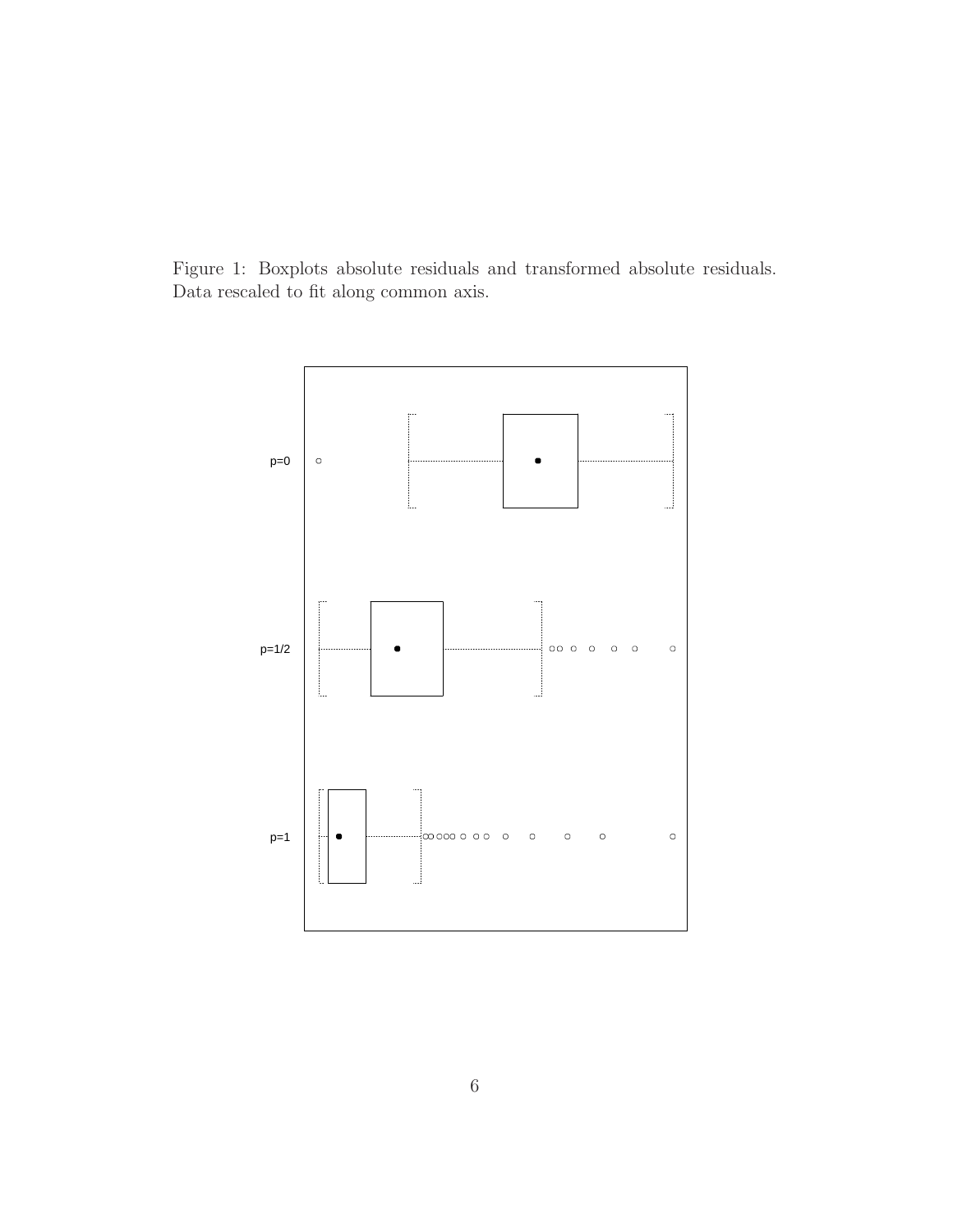Figure 1: Boxplots absolute residuals and transformed absolute residuals. Data rescaled to fit along common axis.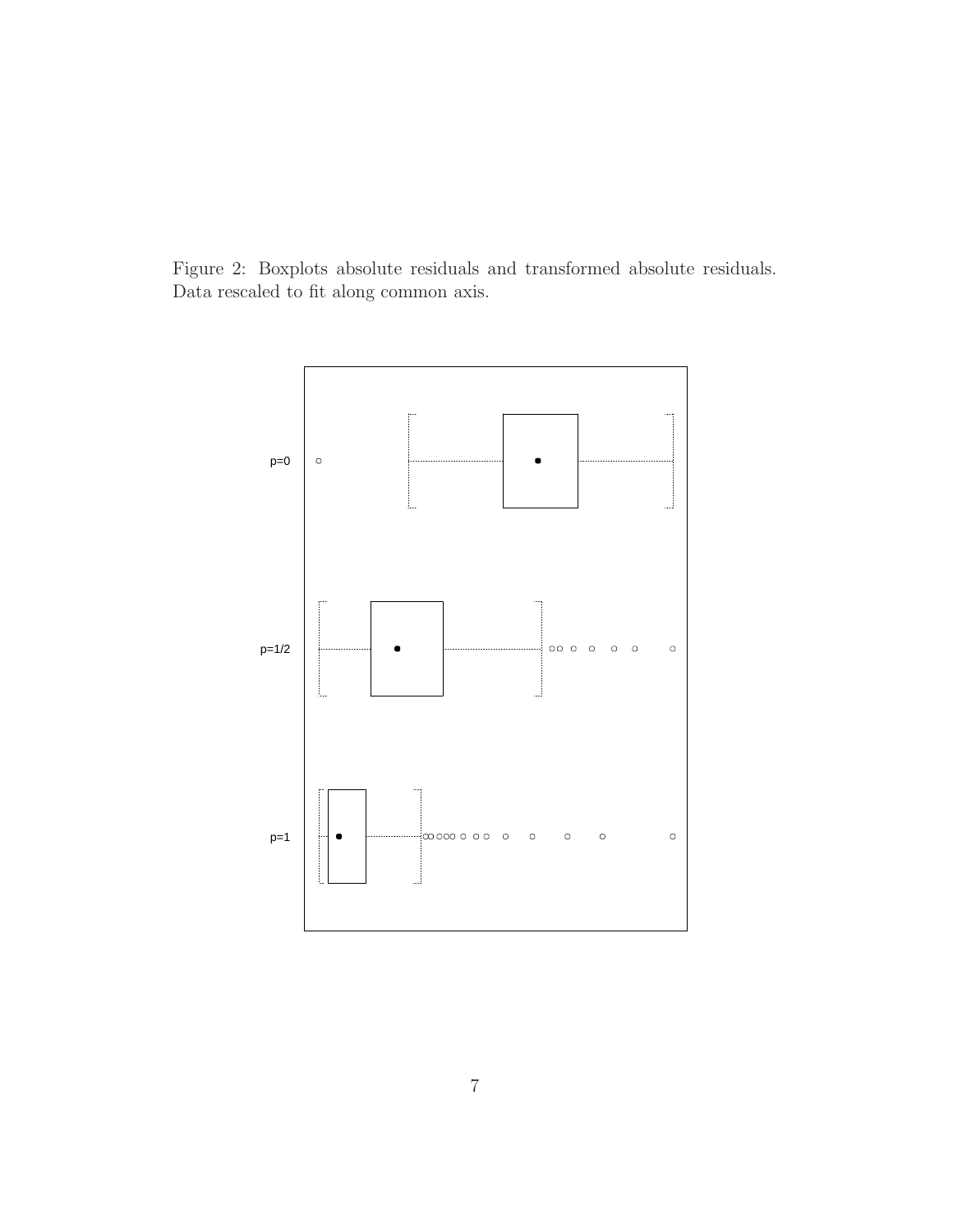Figure 2: Boxplots absolute residuals and transformed absolute residuals. Data rescaled to fit along common axis.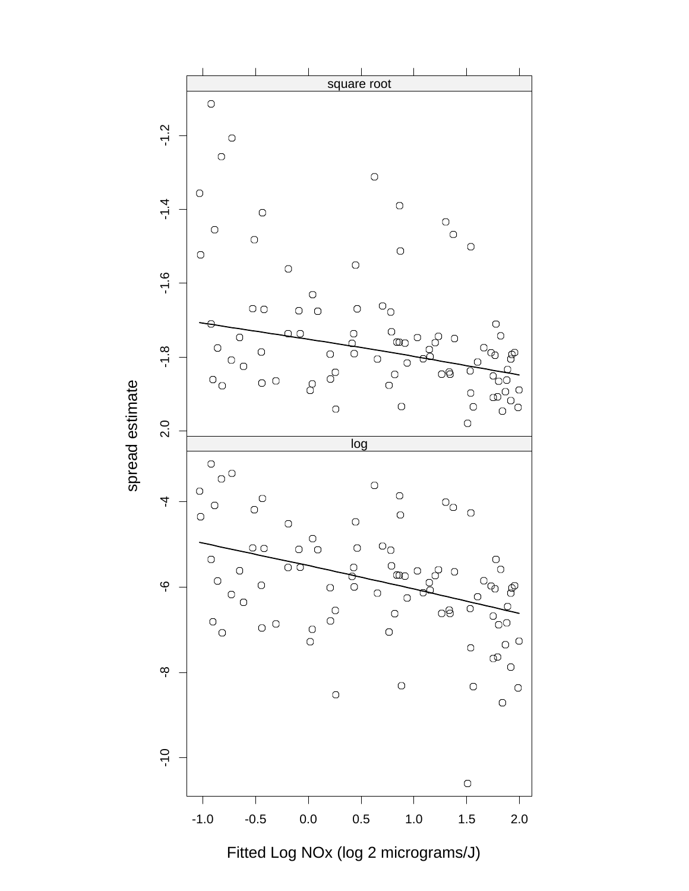square root

-1.2

-1.4

-1.6

-1.8

-2.0

log

-4

-6

-8

-10

spread estimate

-1.0 -0.5 0.0 0.5 1.0 1.5 2.0

Fitted Log NOx (log 2 micrograms/J)